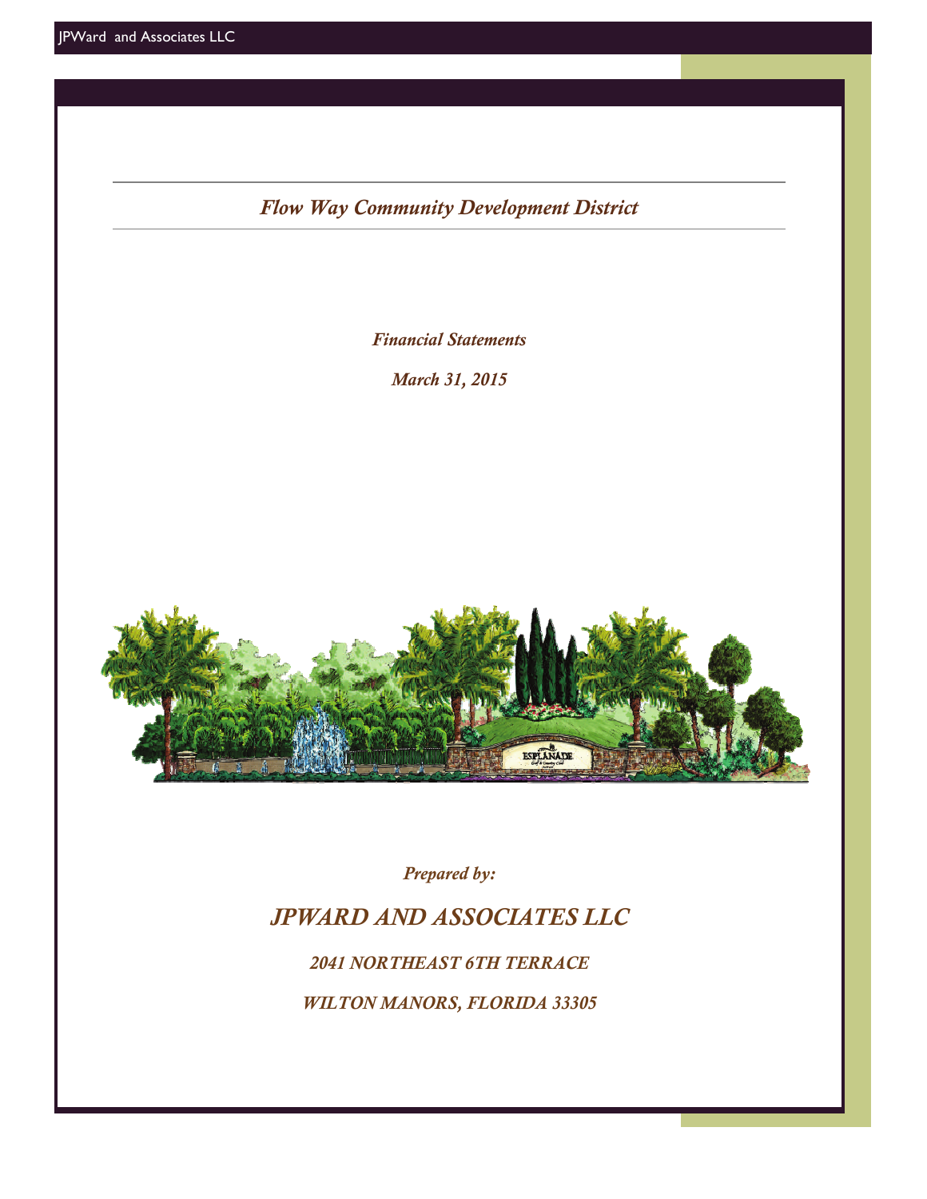# *Flow Way Community Development District*

*Financial Statements*

*March 31, 2015*

*Prepared by:*

## *JPWARD AND ASSOCIATES LLC*

*2041 NORTHEAST 6TH TERRACE*

*WILTON MANORS, FLORIDA 33305*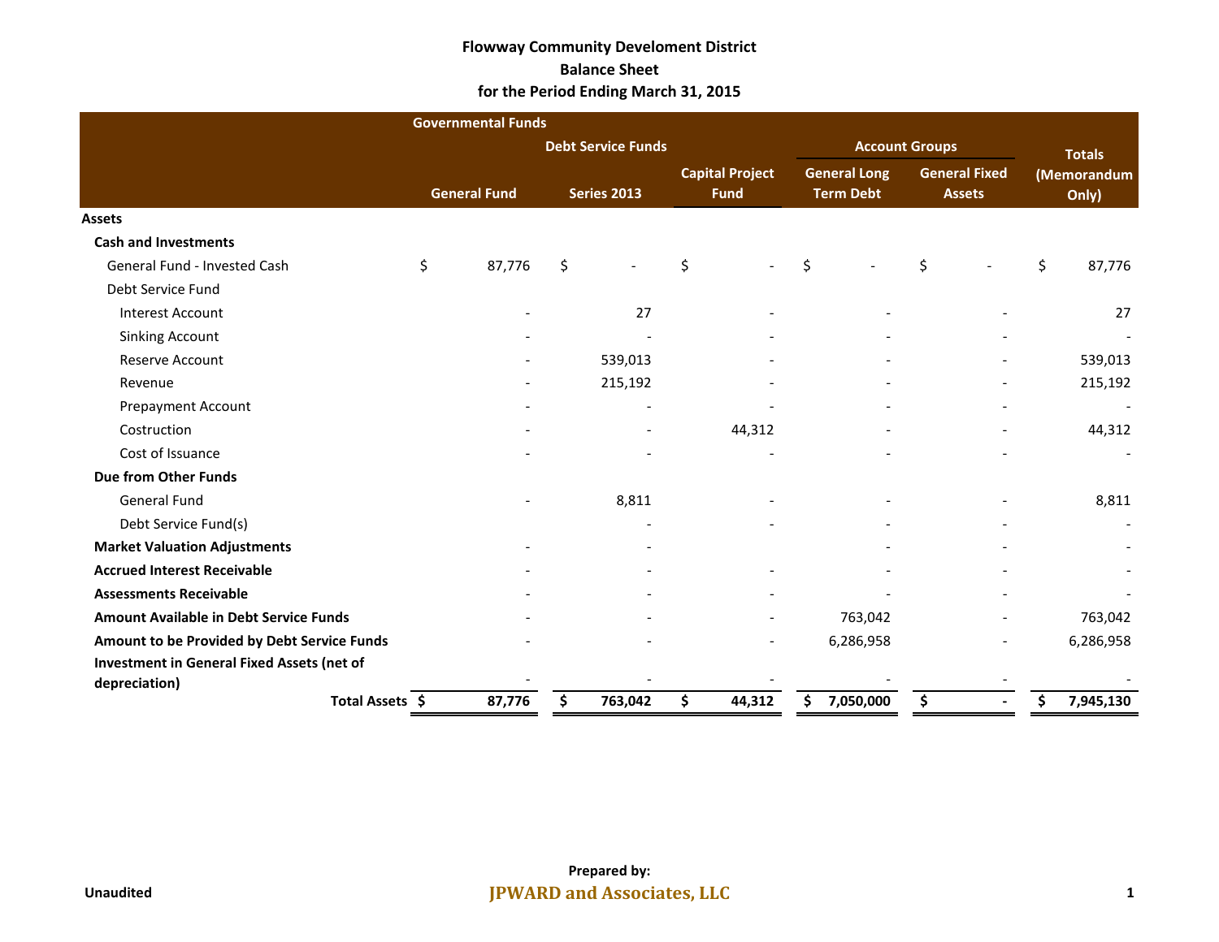**Flowway Community Develoment District**
**Balance Sheet**
**for the Period Ending March 31, 2015**

| | Governmental Funds | | | Account Groups | | Totals |
|---|---|---|---|---|---|---|
| | | Debt Service Funds | | | | |
| | General Fund | Series 2013 | Capital Project Fund | General Long Term Debt | General Fixed Assets | (Memorandum Only) |
| **Assets** | | | | | | |
| **Cash and Investments** | | | | | | |
| General Fund - Invested Cash | $ 87,776 | $ - | $ - | $ - | $ - | $ 87,776 |
| Debt Service Fund | | | | | | |
| Interest Account | - | 27 | - | - | - | 27 |
| Sinking Account | - | - | - | - | - | - |
| Reserve Account | - | 539,013 | - | - | - | 539,013 |
| Revenue | - | 215,192 | - | - | - | 215,192 |
| Prepayment Account | - | - | - | - | - | - |
| Costruction | - | - | 44,312 | - | - | 44,312 |
| Cost of Issuance | - | - | - | - | - | - |
| **Due from Other Funds** | | | | | | |
| General Fund | - | 8,811 | - | - | - | 8,811 |
| Debt Service Fund(s) | | - | - | - | - | - |
| **Market Valuation Adjustments** | - | - | | - | - | - |
| **Accrued Interest Receivable** | - | - | - | - | - | - |
| **Assessments Receivable** | - | - | - | - | - | - |
| **Amount Available in Debt Service Funds** | - | - | - | 763,042 | - | 763,042 |
| **Amount to be Provided by Debt Service Funds** | - | - | - | 6,286,958 | - | 6,286,958 |
| **Investment in General Fixed Assets (net of depreciation)** | - | - | - | - | - | - |
| **Total Assets** | **$ 87,776** | **$ 763,042** | **$ 44,312** | **$ 7,050,000** | **$ -** | **$ 7,945,130** |

Unaudited

Prepared by:
JPWARD and Associates, LLC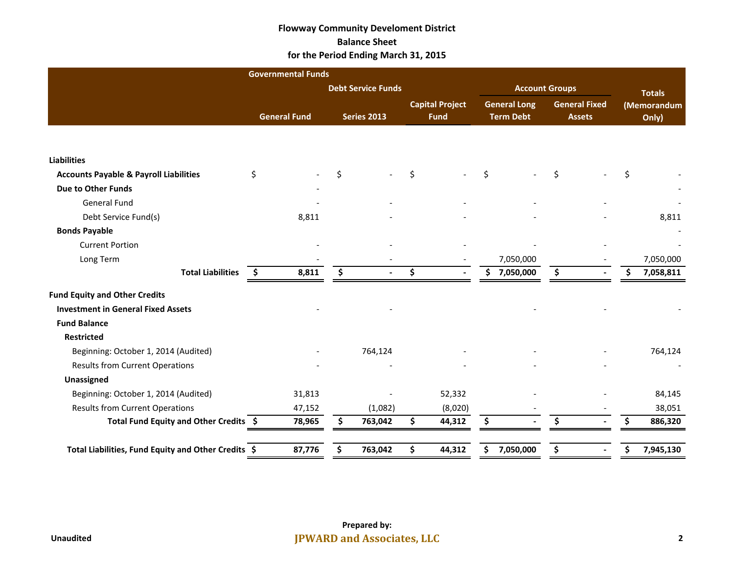# Flowway Community Develoment District
## Balance Sheet
### for the Period Ending March 31, 2015

| | Governmental Funds | | | Account Groups | | |
|---|---|---|---|---|---|---|
| | | Debt Service Funds | | | | |
| | General Fund | Series 2013 | Capital Project Fund | General Long Term Debt | General Fixed Assets | Totals (Memorandum Only) |
| **Liabilities** | | | | | | |
| **Accounts Payable & Payroll Liabilities** | $ - | $ - | $ - | $ - | $ - | $ - |
| **Due to Other Funds** | - | | | | | - |
| General Fund | - | - | - | - | - | - |
| Debt Service Fund(s) | 8,811 | - | - | - | - | 8,811 |
| **Bonds Payable** | | | | | | - |
| Current Portion | - | - | - | - | - | - |
| Long Term | - | - | - | 7,050,000 | - | 7,050,000 |
| **Total Liabilities** | **$ 8,811** | **$ -** | **$ -** | **$ 7,050,000** | **$ -** | **$ 7,058,811** |
| **Fund Equity and Other Credits** | | | | | | |
| **Investment in General Fixed Assets** | - | - | | - | - | - |
| **Fund Balance** | | | | | | |
| **Restricted** | | | | | | |
| Beginning: October 1, 2014 (Audited) | - | 764,124 | - | - | - | 764,124 |
| Results from Current Operations | - | - | - | - | - | - |
| **Unassigned** | | | | | | |
| Beginning: October 1, 2014 (Audited) | 31,813 | - | 52,332 | - | - | 84,145 |
| Results from Current Operations | 47,152 | (1,082) | (8,020) | - | - | 38,051 |
| **Total Fund Equity and Other Credits** | **$ 78,965** | **$ 763,042** | **$ 44,312** | **$ -** | **$ -** | **$ 886,320** |
| **Total Liabilities, Fund Equity and Other Credits** | **$ 87,776** | **$ 763,042** | **$ 44,312** | **$ 7,050,000** | **$ -** | **$ 7,945,130** |

Unaudited

**Prepared by:**
**JPWARD and Associates, LLC**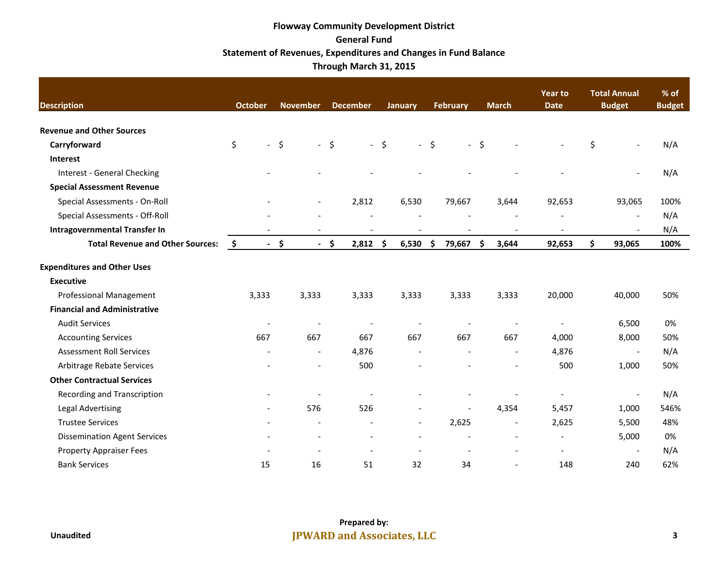**Flowway Community Development District**
**General Fund**
**Statement of Revenues, Expenditures and Changes in Fund Balance**
**Through March 31, 2015**

| Description | October | November | December | January | February | March | Year to Date | Total Annual Budget | % of Budget |
|---|---|---|---|---|---|---|---|---|---|
| **Revenue and Other Sources** | | | | | | | | | |
| **Carryforward** | $ - | $ - | $ - | $ - | $ - | $ - | - | $ - | N/A |
| **Interest** | | | | | | | | | |
| Interest - General Checking | - | - | - | - | - | - | - | - | N/A |
| **Special Assessment Revenue** | | | | | | | | | |
| Special Assessments - On-Roll | - | - | 2,812 | 6,530 | 79,667 | 3,644 | 92,653 | 93,065 | 100% |
| Special Assessments - Off-Roll | - | - | - | - | - | - | - | - | N/A |
| **Intragovernmental Transfer In** | - | - | - | - | - | - | - | - | N/A |
| **Total Revenue and Other Sources:** | **$ -** | **$ -** | **$ 2,812** | **$ 6,530** | **$ 79,667** | **$ 3,644** | **92,653** | **$ 93,065** | **100%** |
| **Expenditures and Other Uses** | | | | | | | | | |
| **Executive** | | | | | | | | | |
| Professional Management | 3,333 | 3,333 | 3,333 | 3,333 | 3,333 | 3,333 | 20,000 | 40,000 | 50% |
| **Financial and Administrative** | | | | | | | | | |
| Audit Services | - | - | - | - | - | - | - | 6,500 | 0% |
| Accounting Services | 667 | 667 | 667 | 667 | 667 | 667 | 4,000 | 8,000 | 50% |
| Assessment Roll Services | - | - | 4,876 | - | - | - | 4,876 | - | N/A |
| Arbitrage Rebate Services | - | - | 500 | - | - | - | 500 | 1,000 | 50% |
| **Other Contractual Services** | | | | | | | | | |
| Recording and Transcription | - | - | - | - | - | - | - | - | N/A |
| Legal Advertising | - | 576 | 526 | - | - | 4,354 | 5,457 | 1,000 | 546% |
| Trustee Services | - | - | - | - | 2,625 | - | 2,625 | 5,500 | 48% |
| Dissemination Agent Services | - | - | - | - | - | - | - | 5,000 | 0% |
| Property Appraiser Fees | - | - | - | - | - | - | - | - | N/A |
| Bank Services | 15 | 16 | 51 | 32 | 34 | - | 148 | 240 | 62% |

Unaudited

Prepared by:
JPWARD and Associates, LLC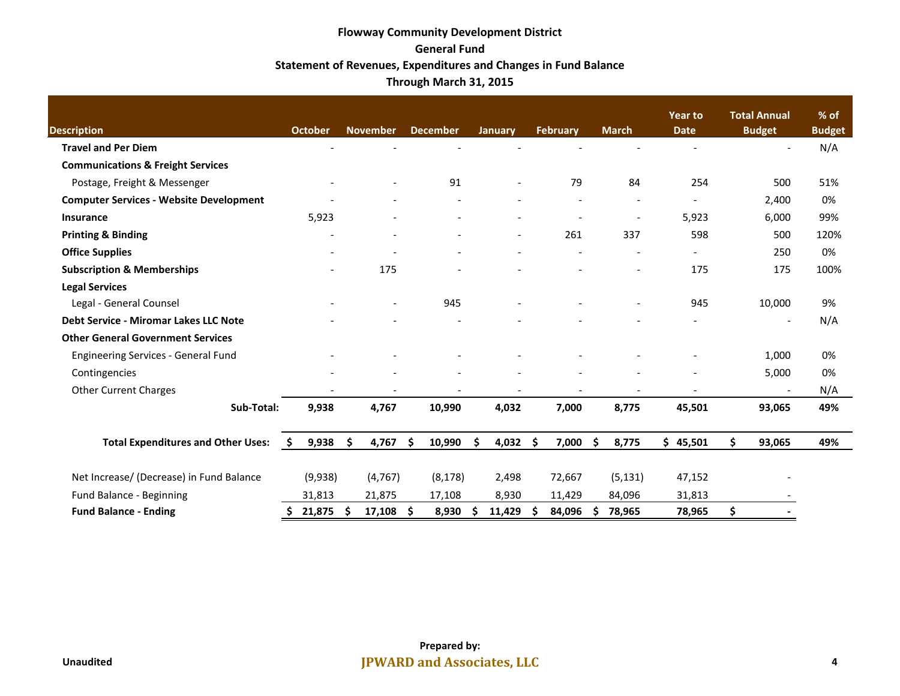# Flowway Community Development District

## General Fund

### Statement of Revenues, Expenditures and Changes in Fund Balance

### Through March 31, 2015

| Description | October | November | December | January | February | March | Year to Date | Total Annual Budget | % of Budget |
|---|---|---|---|---|---|---|---|---|---|
| **Travel and Per Diem** | - | - | - | - | - | - | - | - | N/A |
| **Communications & Freight Services** | | | | | | | | | |
| Postage, Freight & Messenger | - | - | 91 | - | 79 | 84 | 254 | 500 | 51% |
| **Computer Services - Website Development** | - | - | - | - | - | - | - | 2,400 | 0% |
| **Insurance** | 5,923 | - | - | - | - | - | 5,923 | 6,000 | 99% |
| **Printing & Binding** | - | - | - | - | 261 | 337 | 598 | 500 | 120% |
| **Office Supplies** | - | - | - | - | - | - | - | 250 | 0% |
| **Subscription & Memberships** | - | 175 | - | - | - | - | 175 | 175 | 100% |
| **Legal Services** | | | | | | | | | |
| Legal - General Counsel | - | - | 945 | - | - | - | 945 | 10,000 | 9% |
| **Debt Service - Miromar Lakes LLC Note** | - | - | - | - | - | - | - | - | N/A |
| **Other General Government Services** | | | | | | | | | |
| Engineering Services - General Fund | - | - | - | - | - | - | - | 1,000 | 0% |
| Contingencies | - | - | - | - | - | - | - | 5,000 | 0% |
| Other Current Charges | - | - | - | - | - | - | - | - | N/A |
| **Sub-Total:** | **9,938** | **4,767** | **10,990** | **4,032** | **7,000** | **8,775** | **45,501** | **93,065** | **49%** |
| **Total Expenditures and Other Uses:** | **$ 9,938** | **$ 4,767** | **$ 10,990** | **$ 4,032** | **$ 7,000** | **$ 8,775** | **$ 45,501** | **$ 93,065** | **49%** |
| Net Increase/ (Decrease) in Fund Balance | (9,938) | (4,767) | (8,178) | 2,498 | 72,667 | (5,131) | 47,152 | - | |
| Fund Balance - Beginning | 31,813 | 21,875 | 17,108 | 8,930 | 11,429 | 84,096 | 31,813 | - | |
| **Fund Balance - Ending** | **$ 21,875** | **$ 17,108** | **$ 8,930** | **$ 11,429** | **$ 84,096** | **$ 78,965** | **78,965** | **$ -** | |

Unaudited

Prepared by:
**JPWARD and Associates, LLC**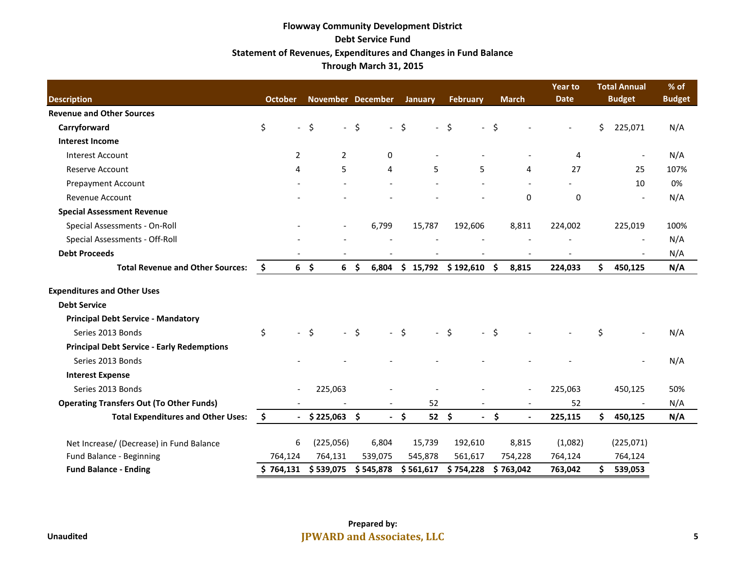# Flowway Community Development District
## Debt Service Fund
### Statement of Revenues, Expenditures and Changes in Fund Balance
### Through March 31, 2015

| Description | October | November | December | January | February | March | Year to Date | Total Annual Budget | % of Budget |
|---|---|---|---|---|---|---|---|---|---|
| **Revenue and Other Sources** | | | | | | | | | |
| **Carryforward** | $ - | $ - | $ - | $ - | $ - | $ - | - | $ 225,071 | N/A |
| **Interest Income** | | | | | | | | | |
| Interest Account | 2 | 2 | 0 | - | - | - | 4 | - | N/A |
| Reserve Account | 4 | 5 | 4 | 5 | 5 | 4 | 27 | 25 | 107% |
| Prepayment Account | - | - | - | - | - | - | - | 10 | 0% |
| Revenue Account | - | - | - | - | - | 0 | 0 | - | N/A |
| **Special Assessment Revenue** | | | | | | | | | |
| Special Assessments - On-Roll | - | - | 6,799 | 15,787 | 192,606 | 8,811 | 224,002 | 225,019 | 100% |
| Special Assessments - Off-Roll | - | - | - | - | - | - | - | - | N/A |
| **Debt Proceeds** | - | - | - | - | - | - | - | - | N/A |
| **Total Revenue and Other Sources:** | **$ 6** | **$ 6** | **$ 6,804** | **$ 15,792** | **$ 192,610** | **$ 8,815** | **224,033** | **$ 450,125** | **N/A** |
| | | | | | | | | | |
| **Expenditures and Other Uses** | | | | | | | | | |
| **Debt Service** | | | | | | | | | |
| **Principal Debt Service - Mandatory** | | | | | | | | | |
| Series 2013 Bonds | $ - | $ - | $ - | $ - | $ - | $ - | - | $ - | N/A |
| **Principal Debt Service - Early Redemptions** | | | | | | | | | |
| Series 2013 Bonds | - | - | - | - | - | - | - | - | N/A |
| **Interest Expense** | | | | | | | | | |
| Series 2013 Bonds | - | 225,063 | - | - | - | - | 225,063 | 450,125 | 50% |
| **Operating Transfers Out (To Other Funds)** | - | - | - | 52 | - | - | 52 | - | N/A |
| **Total Expenditures and Other Uses:** | **$ -** | **$ 225,063** | **$ -** | **$ 52** | **$ -** | **$ -** | **225,115** | **$ 450,125** | **N/A** |
| | | | | | | | | | |
| Net Increase/ (Decrease) in Fund Balance | 6 | (225,056) | 6,804 | 15,739 | 192,610 | 8,815 | (1,082) | (225,071) | |
| Fund Balance - Beginning | 764,124 | 764,131 | 539,075 | 545,878 | 561,617 | 754,228 | 764,124 | 764,124 | |
| **Fund Balance - Ending** | **$ 764,131** | **$ 539,075** | **$ 545,878** | **$ 561,617** | **$ 754,228** | **$ 763,042** | **763,042** | **$ 539,053** | |

Unaudited

Prepared by:
**JPWARD and Associates, LLC**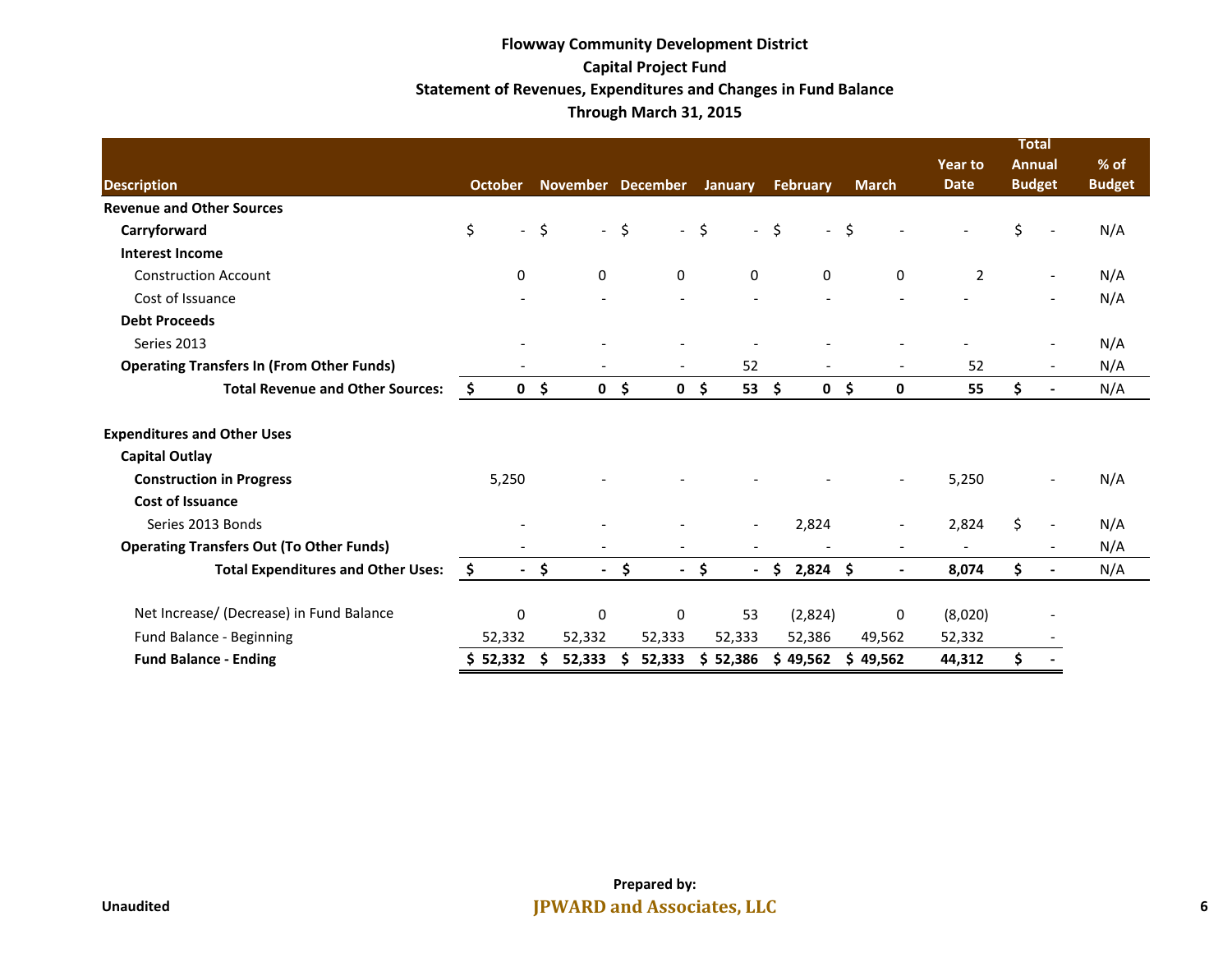# Flowway Community Development District
## Capital Project Fund
### Statement of Revenues, Expenditures and Changes in Fund Balance
### Through March 31, 2015

| Description | October | November | December | January | February | March | Year to Date | Total Annual Budget | % of Budget |
|---|---|---|---|---|---|---|---|---|---|
| **Revenue and Other Sources** | | | | | | | | | |
| **Carryforward** | $ - | $ - | $ - | $ - | $ - | $ - | - | $ - | N/A |
| **Interest Income** | | | | | | | | | |
| Construction Account | 0 | 0 | 0 | 0 | 0 | 0 | 2 | - | N/A |
| Cost of Issuance | - | - | - | - | - | - | - | - | N/A |
| **Debt Proceeds** | | | | | | | | | |
| Series 2013 | - | - | - | - | - | - | - | - | N/A |
| **Operating Transfers In (From Other Funds)** | - | - | - | 52 | - | - | 52 | - | N/A |
| **Total Revenue and Other Sources:** | **$ 0** | **$ 0** | **$ 0** | **$ 53** | **$ 0** | **$ 0** | **55** | **$ -** | N/A |
| | | | | | | | | | |
| **Expenditures and Other Uses** | | | | | | | | | |
| **Capital Outlay** | | | | | | | | | |
| **Construction in Progress** | 5,250 | - | - | - | - | - | 5,250 | - | N/A |
| **Cost of Issuance** | | | | | | | | | |
| Series 2013 Bonds | - | - | - | - | 2,824 | - | 2,824 | $ - | N/A |
| **Operating Transfers Out (To Other Funds)** | - | - | - | - | - | - | - | - | N/A |
| **Total Expenditures and Other Uses:** | **$ -** | **$ -** | **$ -** | **$ -** | **$ 2,824** | **$ -** | **8,074** | **$ -** | N/A |
| | | | | | | | | | |
| Net Increase/ (Decrease) in Fund Balance | 0 | 0 | 0 | 53 | (2,824) | 0 | (8,020) | - | |
| Fund Balance - Beginning | 52,332 | 52,332 | 52,333 | 52,333 | 52,386 | 49,562 | 52,332 | - | |
| **Fund Balance - Ending** | **$ 52,332** | **$ 52,333** | **$ 52,333** | **$ 52,386** | **$ 49,562** | **$ 49,562** | **44,312** | **$ -** | |

Unaudited

Prepared by:
**JPWARD and Associates, LLC**